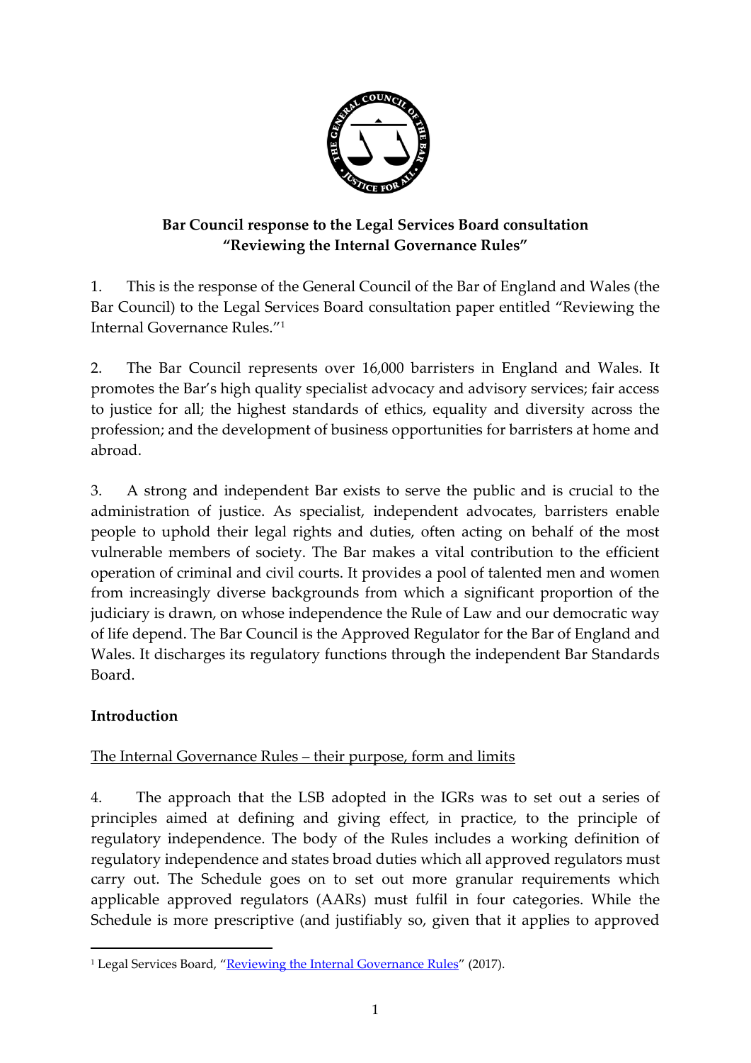**Bar Council response to the Legal Services Board consultation "Reviewing the Internal Governance Rules"**

1. This is the response of the General Council of the Bar of England and Wales (the Bar Council) to the Legal Services Board consultation paper entitled "Reviewing the Internal Governance Rules."[1]

2. The Bar Council represents over 16,000 barristers in England and Wales. It promotes the Bar's high quality specialist advocacy and advisory services; fair access to justice for all; the highest standards of ethics, equality and diversity across the profession; and the development of business opportunities for barristers at home and abroad.

3. A strong and independent Bar exists to serve the public and is crucial to the administration of justice. As specialist, independent advocates, barristers enable people to uphold their legal rights and duties, often acting on behalf of the most vulnerable members of society. The Bar makes a vital contribution to the efficient operation of criminal and civil courts. It provides a pool of talented men and women from increasingly diverse backgrounds from which a significant proportion of the judiciary is drawn, on whose independence the Rule of Law and our democratic way of life depend. The Bar Council is the Approved Regulator for the Bar of England and Wales. It discharges its regulatory functions through the independent Bar Standards Board.

## Introduction

<u>The Internal Governance Rules – their purpose, form and limits</u>

4. The approach that the LSB adopted in the IGRs was to set out a series of principles aimed at defining and giving effect, in practice, to the principle of regulatory independence. The body of the Rules includes a working definition of regulatory independence and states broad duties which all approved regulators must carry out. The Schedule goes on to set out more granular requirements which applicable approved regulators (AARs) must fulfil in four categories. While the Schedule is more prescriptive (and justifiably so, given that it applies to approved

---

[1] Legal Services Board, "Reviewing the Internal Governance Rules" (2017).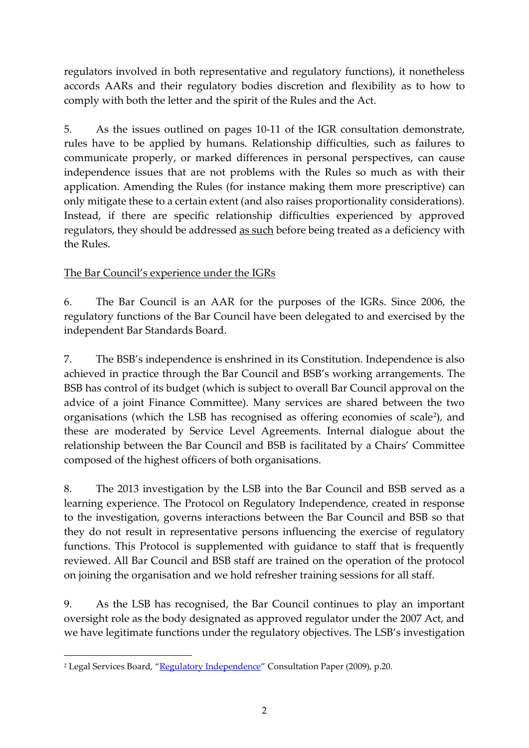regulators involved in both representative and regulatory functions), it nonetheless accords AARs and their regulatory bodies discretion and flexibility as to how to comply with both the letter and the spirit of the Rules and the Act.

5. As the issues outlined on pages 10-11 of the IGR consultation demonstrate, rules have to be applied by humans. Relationship difficulties, such as failures to communicate properly, or marked differences in personal perspectives, can cause independence issues that are not problems with the Rules so much as with their application. Amending the Rules (for instance making them more prescriptive) can only mitigate these to a certain extent (and also raises proportionality considerations). Instead, if there are specific relationship difficulties experienced by approved regulators, they should be addressed as such before being treated as a deficiency with the Rules.

The Bar Council's experience under the IGRs

6. The Bar Council is an AAR for the purposes of the IGRs. Since 2006, the regulatory functions of the Bar Council have been delegated to and exercised by the independent Bar Standards Board.

7. The BSB's independence is enshrined in its Constitution. Independence is also achieved in practice through the Bar Council and BSB's working arrangements. The BSB has control of its budget (which is subject to overall Bar Council approval on the advice of a joint Finance Committee). Many services are shared between the two organisations (which the LSB has recognised as offering economies of scale[2]), and these are moderated by Service Level Agreements. Internal dialogue about the relationship between the Bar Council and BSB is facilitated by a Chairs' Committee composed of the highest officers of both organisations.

8. The 2013 investigation by the LSB into the Bar Council and BSB served as a learning experience. The Protocol on Regulatory Independence, created in response to the investigation, governs interactions between the Bar Council and BSB so that they do not result in representative persons influencing the exercise of regulatory functions. This Protocol is supplemented with guidance to staff that is frequently reviewed. All Bar Council and BSB staff are trained on the operation of the protocol on joining the organisation and we hold refresher training sessions for all staff.

9. As the LSB has recognised, the Bar Council continues to play an important oversight role as the body designated as approved regulator under the 2007 Act, and we have legitimate functions under the regulatory objectives. The LSB's investigation

[2] Legal Services Board, "Regulatory Independence" Consultation Paper (2009), p.20.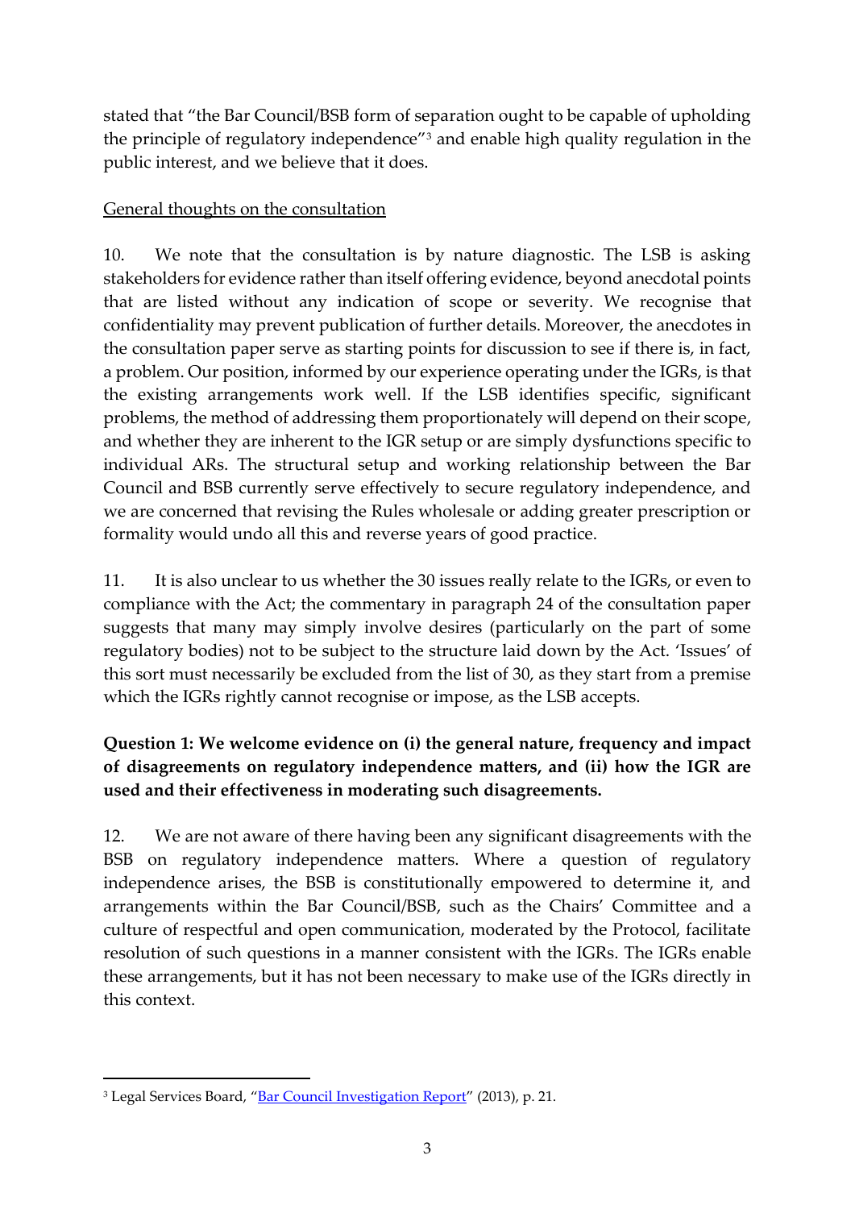stated that "the Bar Council/BSB form of separation ought to be capable of upholding the principle of regulatory independence"[3] and enable high quality regulation in the public interest, and we believe that it does.

General thoughts on the consultation

10. We note that the consultation is by nature diagnostic. The LSB is asking stakeholders for evidence rather than itself offering evidence, beyond anecdotal points that are listed without any indication of scope or severity. We recognise that confidentiality may prevent publication of further details. Moreover, the anecdotes in the consultation paper serve as starting points for discussion to see if there is, in fact, a problem. Our position, informed by our experience operating under the IGRs, is that the existing arrangements work well. If the LSB identifies specific, significant problems, the method of addressing them proportionately will depend on their scope, and whether they are inherent to the IGR setup or are simply dysfunctions specific to individual ARs. The structural setup and working relationship between the Bar Council and BSB currently serve effectively to secure regulatory independence, and we are concerned that revising the Rules wholesale or adding greater prescription or formality would undo all this and reverse years of good practice.

11. It is also unclear to us whether the 30 issues really relate to the IGRs, or even to compliance with the Act; the commentary in paragraph 24 of the consultation paper suggests that many may simply involve desires (particularly on the part of some regulatory bodies) not to be subject to the structure laid down by the Act. 'Issues' of this sort must necessarily be excluded from the list of 30, as they start from a premise which the IGRs rightly cannot recognise or impose, as the LSB accepts.

**Question 1: We welcome evidence on (i) the general nature, frequency and impact of disagreements on regulatory independence matters, and (ii) how the IGR are used and their effectiveness in moderating such disagreements.**

12. We are not aware of there having been any significant disagreements with the BSB on regulatory independence matters. Where a question of regulatory independence arises, the BSB is constitutionally empowered to determine it, and arrangements within the Bar Council/BSB, such as the Chairs' Committee and a culture of respectful and open communication, moderated by the Protocol, facilitate resolution of such questions in a manner consistent with the IGRs. The IGRs enable these arrangements, but it has not been necessary to make use of the IGRs directly in this context.

[3] Legal Services Board, "Bar Council Investigation Report" (2013), p. 21.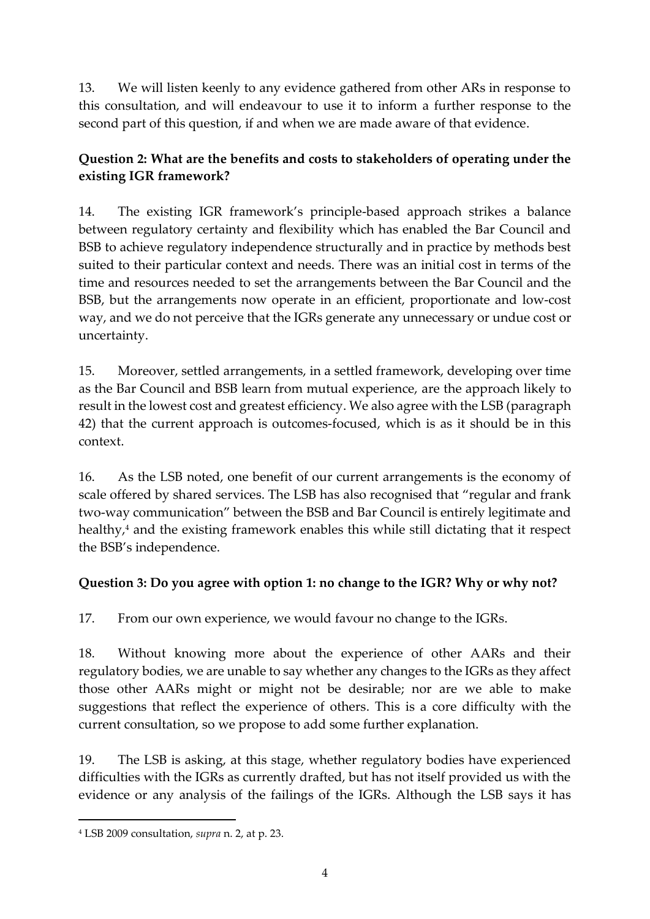13. We will listen keenly to any evidence gathered from other ARs in response to this consultation, and will endeavour to use it to inform a further response to the second part of this question, if and when we are made aware of that evidence.

**Question 2: What are the benefits and costs to stakeholders of operating under the existing IGR framework?**

14. The existing IGR framework's principle-based approach strikes a balance between regulatory certainty and flexibility which has enabled the Bar Council and BSB to achieve regulatory independence structurally and in practice by methods best suited to their particular context and needs. There was an initial cost in terms of the time and resources needed to set the arrangements between the Bar Council and the BSB, but the arrangements now operate in an efficient, proportionate and low-cost way, and we do not perceive that the IGRs generate any unnecessary or undue cost or uncertainty.

15. Moreover, settled arrangements, in a settled framework, developing over time as the Bar Council and BSB learn from mutual experience, are the approach likely to result in the lowest cost and greatest efficiency. We also agree with the LSB (paragraph 42) that the current approach is outcomes-focused, which is as it should be in this context.

16. As the LSB noted, one benefit of our current arrangements is the economy of scale offered by shared services. The LSB has also recognised that "regular and frank two-way communication" between the BSB and Bar Council is entirely legitimate and healthy,[4] and the existing framework enables this while still dictating that it respect the BSB's independence.

**Question 3: Do you agree with option 1: no change to the IGR? Why or why not?**

17. From our own experience, we would favour no change to the IGRs.

18. Without knowing more about the experience of other AARs and their regulatory bodies, we are unable to say whether any changes to the IGRs as they affect those other AARs might or might not be desirable; nor are we able to make suggestions that reflect the experience of others. This is a core difficulty with the current consultation, so we propose to add some further explanation.

19. The LSB is asking, at this stage, whether regulatory bodies have experienced difficulties with the IGRs as currently drafted, but has not itself provided us with the evidence or any analysis of the failings of the IGRs. Although the LSB says it has

---

[4] LSB 2009 consultation, *supra* n. 2, at p. 23.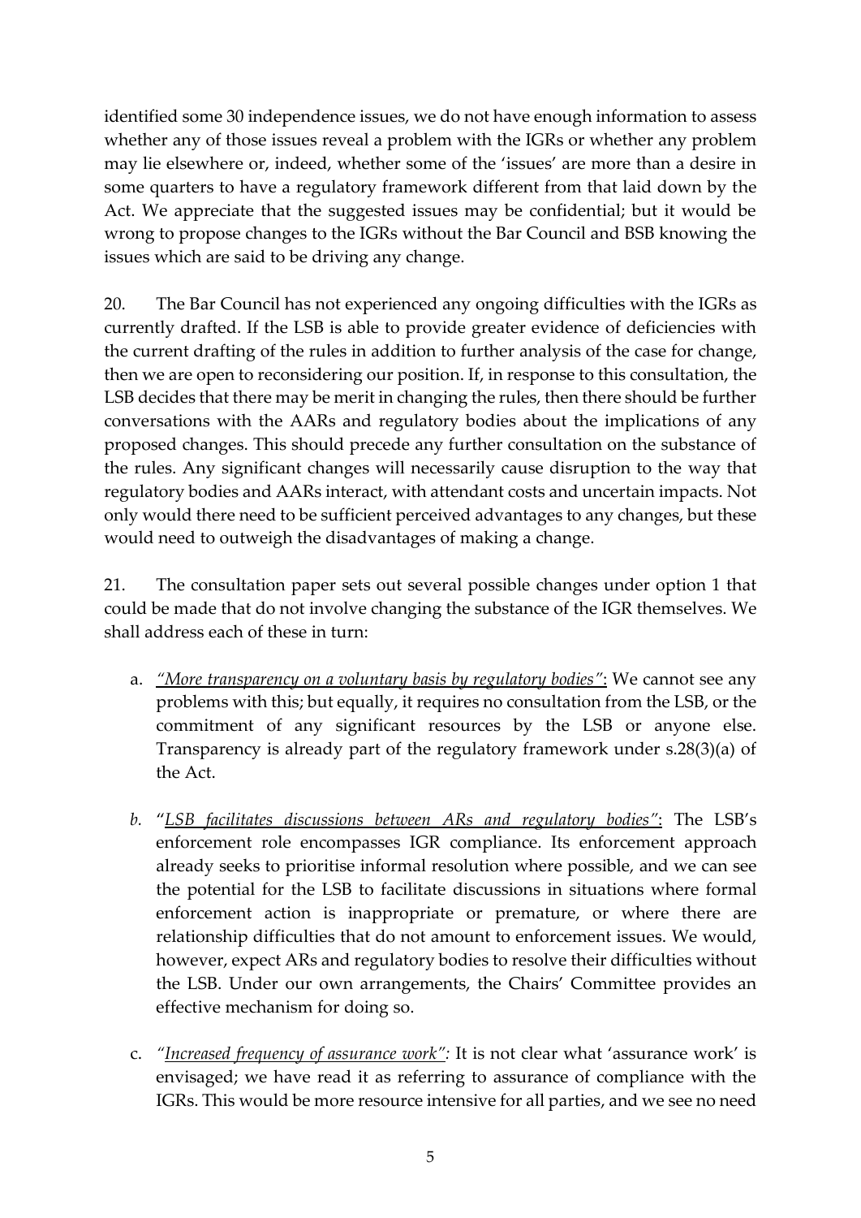identified some 30 independence issues, we do not have enough information to assess whether any of those issues reveal a problem with the IGRs or whether any problem may lie elsewhere or, indeed, whether some of the 'issues' are more than a desire in some quarters to have a regulatory framework different from that laid down by the Act. We appreciate that the suggested issues may be confidential; but it would be wrong to propose changes to the IGRs without the Bar Council and BSB knowing the issues which are said to be driving any change.

20. The Bar Council has not experienced any ongoing difficulties with the IGRs as currently drafted. If the LSB is able to provide greater evidence of deficiencies with the current drafting of the rules in addition to further analysis of the case for change, then we are open to reconsidering our position. If, in response to this consultation, the LSB decides that there may be merit in changing the rules, then there should be further conversations with the AARs and regulatory bodies about the implications of any proposed changes. This should precede any further consultation on the substance of the rules. Any significant changes will necessarily cause disruption to the way that regulatory bodies and AARs interact, with attendant costs and uncertain impacts. Not only would there need to be sufficient perceived advantages to any changes, but these would need to outweigh the disadvantages of making a change.

21. The consultation paper sets out several possible changes under option 1 that could be made that do not involve changing the substance of the IGR themselves. We shall address each of these in turn:

a. *"More transparency on a voluntary basis by regulatory bodies"*: We cannot see any problems with this; but equally, it requires no consultation from the LSB, or the commitment of any significant resources by the LSB or anyone else. Transparency is already part of the regulatory framework under s.28(3)(a) of the Act.

b. *"LSB facilitates discussions between ARs and regulatory bodies"*: The LSB's enforcement role encompasses IGR compliance. Its enforcement approach already seeks to prioritise informal resolution where possible, and we can see the potential for the LSB to facilitate discussions in situations where formal enforcement action is inappropriate or premature, or where there are relationship difficulties that do not amount to enforcement issues. We would, however, expect ARs and regulatory bodies to resolve their difficulties without the LSB. Under our own arrangements, the Chairs' Committee provides an effective mechanism for doing so.

c. *"Increased frequency of assurance work"*: It is not clear what 'assurance work' is envisaged; we have read it as referring to assurance of compliance with the IGRs. This would be more resource intensive for all parties, and we see no need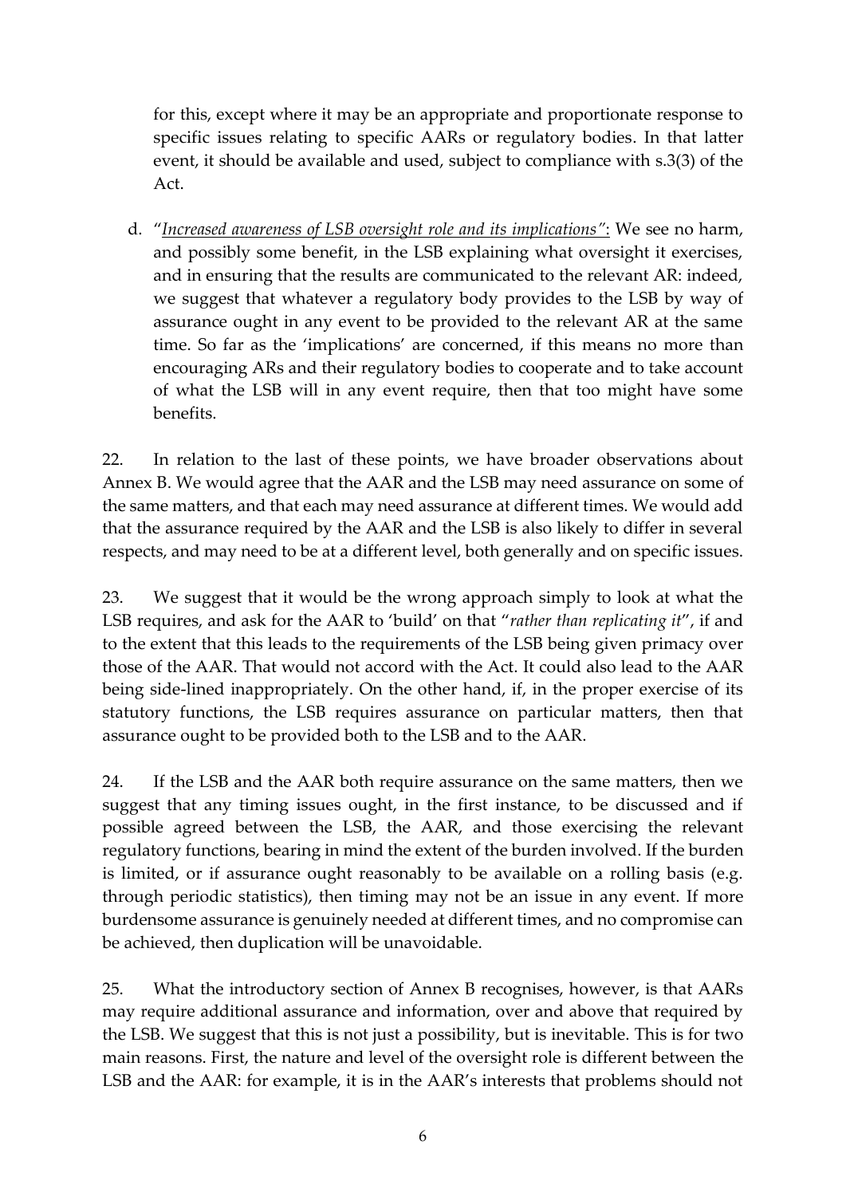for this, except where it may be an appropriate and proportionate response to specific issues relating to specific AARs or regulatory bodies. In that latter event, it should be available and used, subject to compliance with s.3(3) of the Act.

d. "*Increased awareness of LSB oversight role and its implications"*: We see no harm, and possibly some benefit, in the LSB explaining what oversight it exercises, and in ensuring that the results are communicated to the relevant AR: indeed, we suggest that whatever a regulatory body provides to the LSB by way of assurance ought in any event to be provided to the relevant AR at the same time. So far as the 'implications' are concerned, if this means no more than encouraging ARs and their regulatory bodies to cooperate and to take account of what the LSB will in any event require, then that too might have some benefits.

22. In relation to the last of these points, we have broader observations about Annex B. We would agree that the AAR and the LSB may need assurance on some of the same matters, and that each may need assurance at different times. We would add that the assurance required by the AAR and the LSB is also likely to differ in several respects, and may need to be at a different level, both generally and on specific issues.

23. We suggest that it would be the wrong approach simply to look at what the LSB requires, and ask for the AAR to 'build' on that "*rather than replicating it*", if and to the extent that this leads to the requirements of the LSB being given primacy over those of the AAR. That would not accord with the Act. It could also lead to the AAR being side-lined inappropriately. On the other hand, if, in the proper exercise of its statutory functions, the LSB requires assurance on particular matters, then that assurance ought to be provided both to the LSB and to the AAR.

24. If the LSB and the AAR both require assurance on the same matters, then we suggest that any timing issues ought, in the first instance, to be discussed and if possible agreed between the LSB, the AAR, and those exercising the relevant regulatory functions, bearing in mind the extent of the burden involved. If the burden is limited, or if assurance ought reasonably to be available on a rolling basis (e.g. through periodic statistics), then timing may not be an issue in any event. If more burdensome assurance is genuinely needed at different times, and no compromise can be achieved, then duplication will be unavoidable.

25. What the introductory section of Annex B recognises, however, is that AARs may require additional assurance and information, over and above that required by the LSB. We suggest that this is not just a possibility, but is inevitable. This is for two main reasons. First, the nature and level of the oversight role is different between the LSB and the AAR: for example, it is in the AAR's interests that problems should not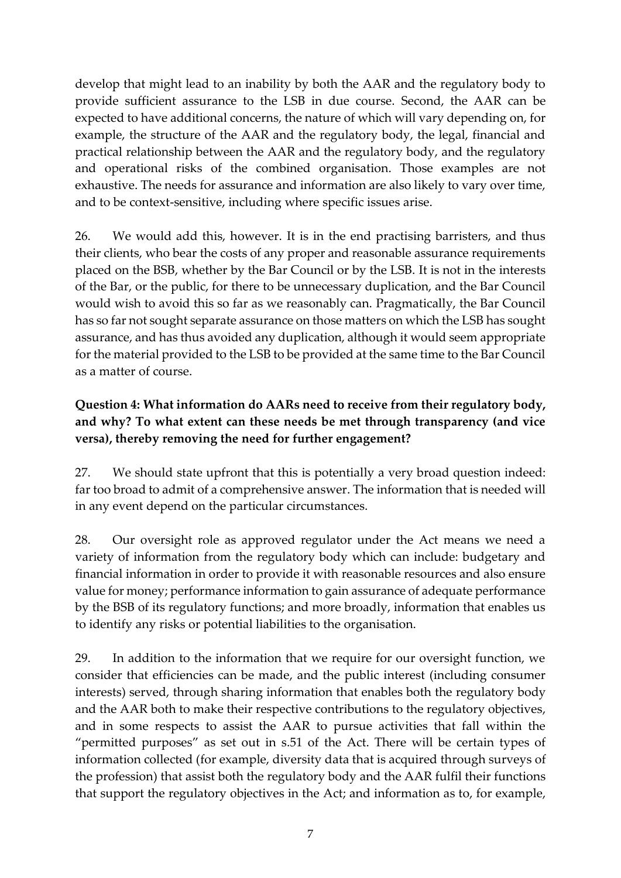develop that might lead to an inability by both the AAR and the regulatory body to provide sufficient assurance to the LSB in due course. Second, the AAR can be expected to have additional concerns, the nature of which will vary depending on, for example, the structure of the AAR and the regulatory body, the legal, financial and practical relationship between the AAR and the regulatory body, and the regulatory and operational risks of the combined organisation. Those examples are not exhaustive. The needs for assurance and information are also likely to vary over time, and to be context-sensitive, including where specific issues arise.

26. We would add this, however. It is in the end practising barristers, and thus their clients, who bear the costs of any proper and reasonable assurance requirements placed on the BSB, whether by the Bar Council or by the LSB. It is not in the interests of the Bar, or the public, for there to be unnecessary duplication, and the Bar Council would wish to avoid this so far as we reasonably can. Pragmatically, the Bar Council has so far not sought separate assurance on those matters on which the LSB has sought assurance, and has thus avoided any duplication, although it would seem appropriate for the material provided to the LSB to be provided at the same time to the Bar Council as a matter of course.

**Question 4: What information do AARs need to receive from their regulatory body, and why? To what extent can these needs be met through transparency (and vice versa), thereby removing the need for further engagement?**

27. We should state upfront that this is potentially a very broad question indeed: far too broad to admit of a comprehensive answer. The information that is needed will in any event depend on the particular circumstances.

28. Our oversight role as approved regulator under the Act means we need a variety of information from the regulatory body which can include: budgetary and financial information in order to provide it with reasonable resources and also ensure value for money; performance information to gain assurance of adequate performance by the BSB of its regulatory functions; and more broadly, information that enables us to identify any risks or potential liabilities to the organisation.

29. In addition to the information that we require for our oversight function, we consider that efficiencies can be made, and the public interest (including consumer interests) served, through sharing information that enables both the regulatory body and the AAR both to make their respective contributions to the regulatory objectives, and in some respects to assist the AAR to pursue activities that fall within the "permitted purposes" as set out in s.51 of the Act. There will be certain types of information collected (for example, diversity data that is acquired through surveys of the profession) that assist both the regulatory body and the AAR fulfil their functions that support the regulatory objectives in the Act; and information as to, for example,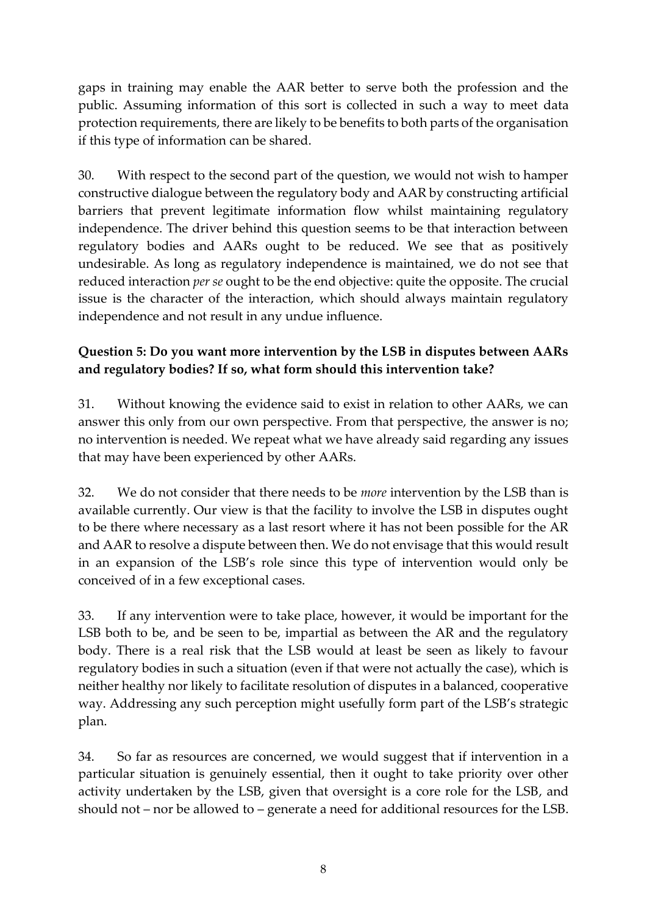gaps in training may enable the AAR better to serve both the profession and the public. Assuming information of this sort is collected in such a way to meet data protection requirements, there are likely to be benefits to both parts of the organisation if this type of information can be shared.

30. With respect to the second part of the question, we would not wish to hamper constructive dialogue between the regulatory body and AAR by constructing artificial barriers that prevent legitimate information flow whilst maintaining regulatory independence. The driver behind this question seems to be that interaction between regulatory bodies and AARs ought to be reduced. We see that as positively undesirable. As long as regulatory independence is maintained, we do not see that reduced interaction *per se* ought to be the end objective: quite the opposite. The crucial issue is the character of the interaction, which should always maintain regulatory independence and not result in any undue influence.

**Question 5: Do you want more intervention by the LSB in disputes between AARs and regulatory bodies? If so, what form should this intervention take?**

31. Without knowing the evidence said to exist in relation to other AARs, we can answer this only from our own perspective. From that perspective, the answer is no; no intervention is needed. We repeat what we have already said regarding any issues that may have been experienced by other AARs.

32. We do not consider that there needs to be *more* intervention by the LSB than is available currently. Our view is that the facility to involve the LSB in disputes ought to be there where necessary as a last resort where it has not been possible for the AR and AAR to resolve a dispute between then. We do not envisage that this would result in an expansion of the LSB's role since this type of intervention would only be conceived of in a few exceptional cases.

33. If any intervention were to take place, however, it would be important for the LSB both to be, and be seen to be, impartial as between the AR and the regulatory body. There is a real risk that the LSB would at least be seen as likely to favour regulatory bodies in such a situation (even if that were not actually the case), which is neither healthy nor likely to facilitate resolution of disputes in a balanced, cooperative way. Addressing any such perception might usefully form part of the LSB's strategic plan.

34. So far as resources are concerned, we would suggest that if intervention in a particular situation is genuinely essential, then it ought to take priority over other activity undertaken by the LSB, given that oversight is a core role for the LSB, and should not – nor be allowed to – generate a need for additional resources for the LSB.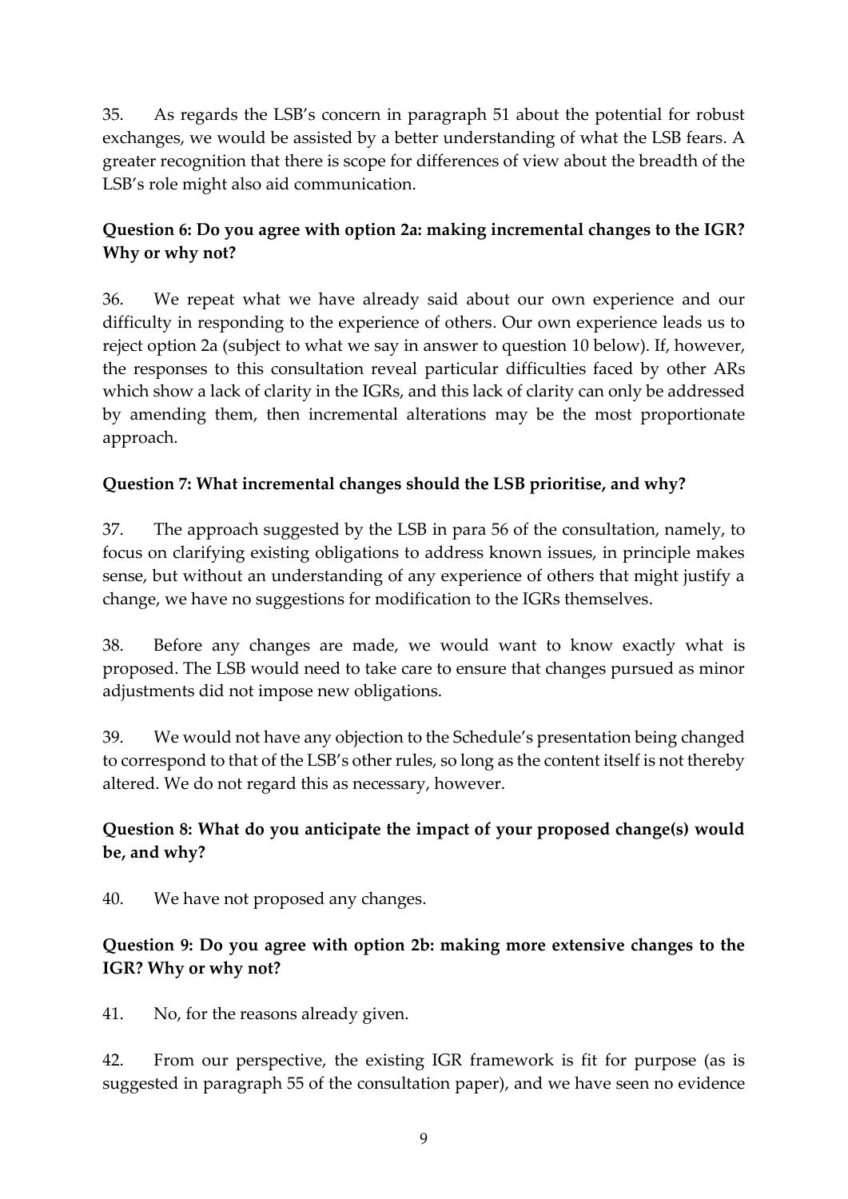35. As regards the LSB's concern in paragraph 51 about the potential for robust exchanges, we would be assisted by a better understanding of what the LSB fears. A greater recognition that there is scope for differences of view about the breadth of the LSB's role might also aid communication.

**Question 6: Do you agree with option 2a: making incremental changes to the IGR? Why or why not?**

36. We repeat what we have already said about our own experience and our difficulty in responding to the experience of others. Our own experience leads us to reject option 2a (subject to what we say in answer to question 10 below). If, however, the responses to this consultation reveal particular difficulties faced by other ARs which show a lack of clarity in the IGRs, and this lack of clarity can only be addressed by amending them, then incremental alterations may be the most proportionate approach.

**Question 7: What incremental changes should the LSB prioritise, and why?**

37. The approach suggested by the LSB in para 56 of the consultation, namely, to focus on clarifying existing obligations to address known issues, in principle makes sense, but without an understanding of any experience of others that might justify a change, we have no suggestions for modification to the IGRs themselves.

38. Before any changes are made, we would want to know exactly what is proposed. The LSB would need to take care to ensure that changes pursued as minor adjustments did not impose new obligations.

39. We would not have any objection to the Schedule's presentation being changed to correspond to that of the LSB's other rules, so long as the content itself is not thereby altered. We do not regard this as necessary, however.

**Question 8: What do you anticipate the impact of your proposed change(s) would be, and why?**

40. We have not proposed any changes.

**Question 9: Do you agree with option 2b: making more extensive changes to the IGR? Why or why not?**

41. No, for the reasons already given.

42. From our perspective, the existing IGR framework is fit for purpose (as is suggested in paragraph 55 of the consultation paper), and we have seen no evidence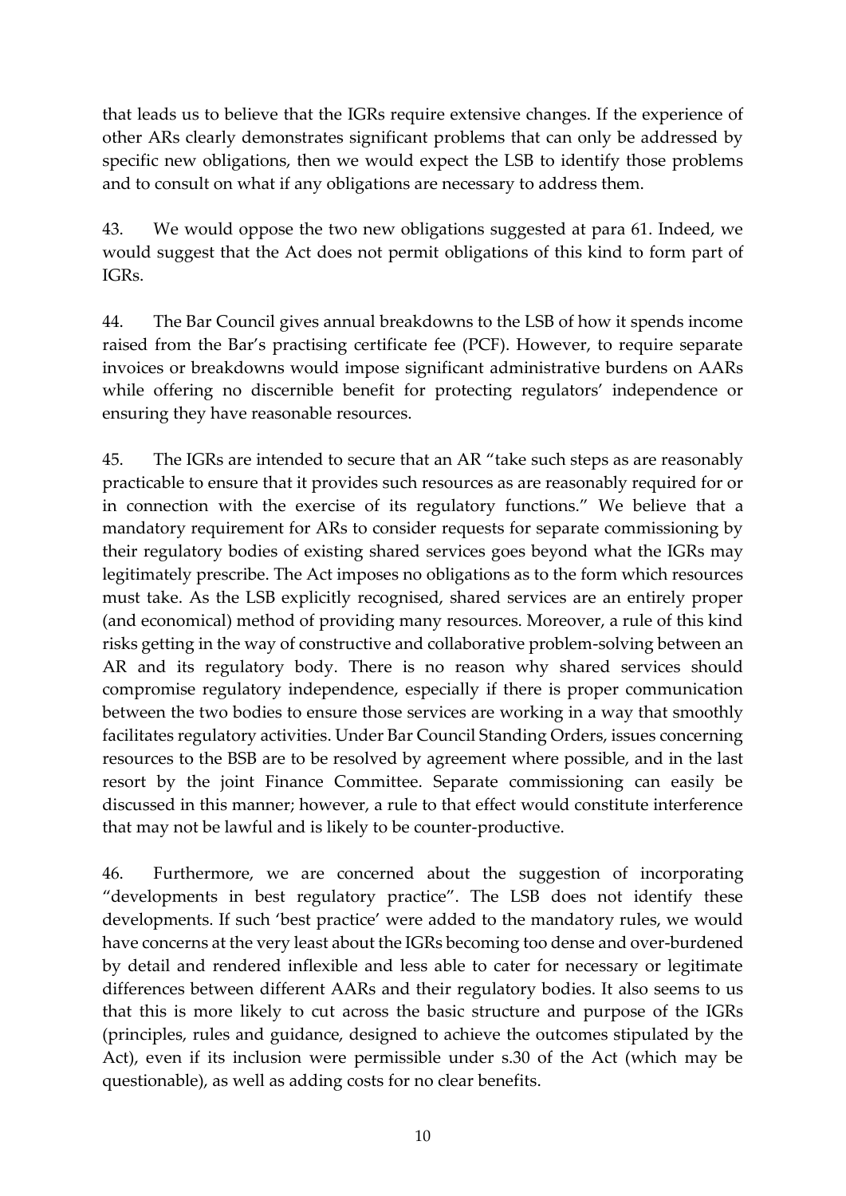that leads us to believe that the IGRs require extensive changes. If the experience of other ARs clearly demonstrates significant problems that can only be addressed by specific new obligations, then we would expect the LSB to identify those problems and to consult on what if any obligations are necessary to address them.

43. We would oppose the two new obligations suggested at para 61. Indeed, we would suggest that the Act does not permit obligations of this kind to form part of IGRs.

44. The Bar Council gives annual breakdowns to the LSB of how it spends income raised from the Bar's practising certificate fee (PCF). However, to require separate invoices or breakdowns would impose significant administrative burdens on AARs while offering no discernible benefit for protecting regulators' independence or ensuring they have reasonable resources.

45. The IGRs are intended to secure that an AR "take such steps as are reasonably practicable to ensure that it provides such resources as are reasonably required for or in connection with the exercise of its regulatory functions." We believe that a mandatory requirement for ARs to consider requests for separate commissioning by their regulatory bodies of existing shared services goes beyond what the IGRs may legitimately prescribe. The Act imposes no obligations as to the form which resources must take. As the LSB explicitly recognised, shared services are an entirely proper (and economical) method of providing many resources. Moreover, a rule of this kind risks getting in the way of constructive and collaborative problem-solving between an AR and its regulatory body. There is no reason why shared services should compromise regulatory independence, especially if there is proper communication between the two bodies to ensure those services are working in a way that smoothly facilitates regulatory activities. Under Bar Council Standing Orders, issues concerning resources to the BSB are to be resolved by agreement where possible, and in the last resort by the joint Finance Committee. Separate commissioning can easily be discussed in this manner; however, a rule to that effect would constitute interference that may not be lawful and is likely to be counter-productive.

46. Furthermore, we are concerned about the suggestion of incorporating "developments in best regulatory practice". The LSB does not identify these developments. If such 'best practice' were added to the mandatory rules, we would have concerns at the very least about the IGRs becoming too dense and over-burdened by detail and rendered inflexible and less able to cater for necessary or legitimate differences between different AARs and their regulatory bodies. It also seems to us that this is more likely to cut across the basic structure and purpose of the IGRs (principles, rules and guidance, designed to achieve the outcomes stipulated by the Act), even if its inclusion were permissible under s.30 of the Act (which may be questionable), as well as adding costs for no clear benefits.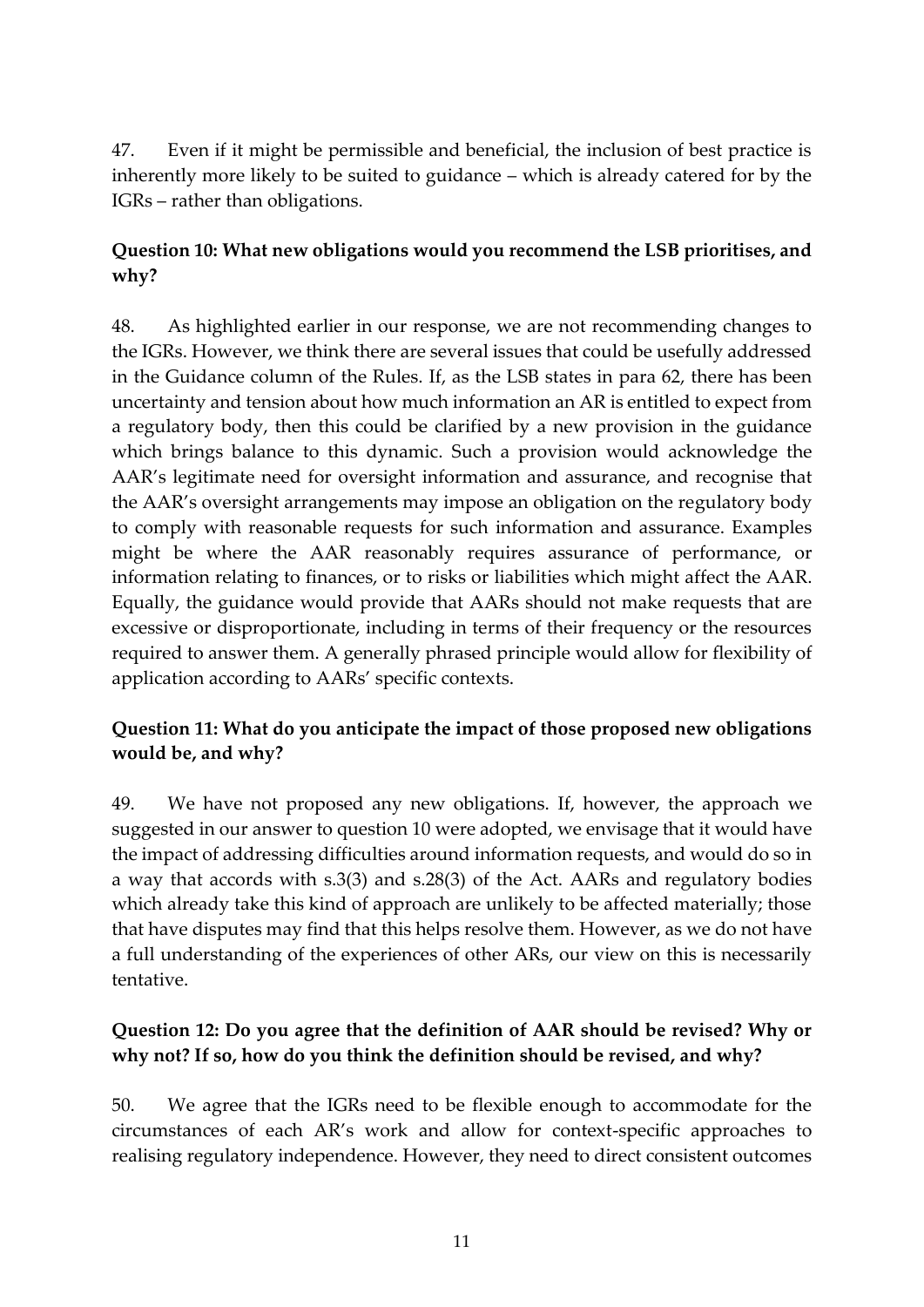47. Even if it might be permissible and beneficial, the inclusion of best practice is inherently more likely to be suited to guidance – which is already catered for by the IGRs – rather than obligations.

**Question 10: What new obligations would you recommend the LSB prioritises, and why?**

48. As highlighted earlier in our response, we are not recommending changes to the IGRs. However, we think there are several issues that could be usefully addressed in the Guidance column of the Rules. If, as the LSB states in para 62, there has been uncertainty and tension about how much information an AR is entitled to expect from a regulatory body, then this could be clarified by a new provision in the guidance which brings balance to this dynamic. Such a provision would acknowledge the AAR's legitimate need for oversight information and assurance, and recognise that the AAR's oversight arrangements may impose an obligation on the regulatory body to comply with reasonable requests for such information and assurance. Examples might be where the AAR reasonably requires assurance of performance, or information relating to finances, or to risks or liabilities which might affect the AAR. Equally, the guidance would provide that AARs should not make requests that are excessive or disproportionate, including in terms of their frequency or the resources required to answer them. A generally phrased principle would allow for flexibility of application according to AARs' specific contexts.

**Question 11: What do you anticipate the impact of those proposed new obligations would be, and why?**

49. We have not proposed any new obligations. If, however, the approach we suggested in our answer to question 10 were adopted, we envisage that it would have the impact of addressing difficulties around information requests, and would do so in a way that accords with s.3(3) and s.28(3) of the Act. AARs and regulatory bodies which already take this kind of approach are unlikely to be affected materially; those that have disputes may find that this helps resolve them. However, as we do not have a full understanding of the experiences of other ARs, our view on this is necessarily tentative.

**Question 12: Do you agree that the definition of AAR should be revised? Why or why not? If so, how do you think the definition should be revised, and why?**

50. We agree that the IGRs need to be flexible enough to accommodate for the circumstances of each AR's work and allow for context-specific approaches to realising regulatory independence. However, they need to direct consistent outcomes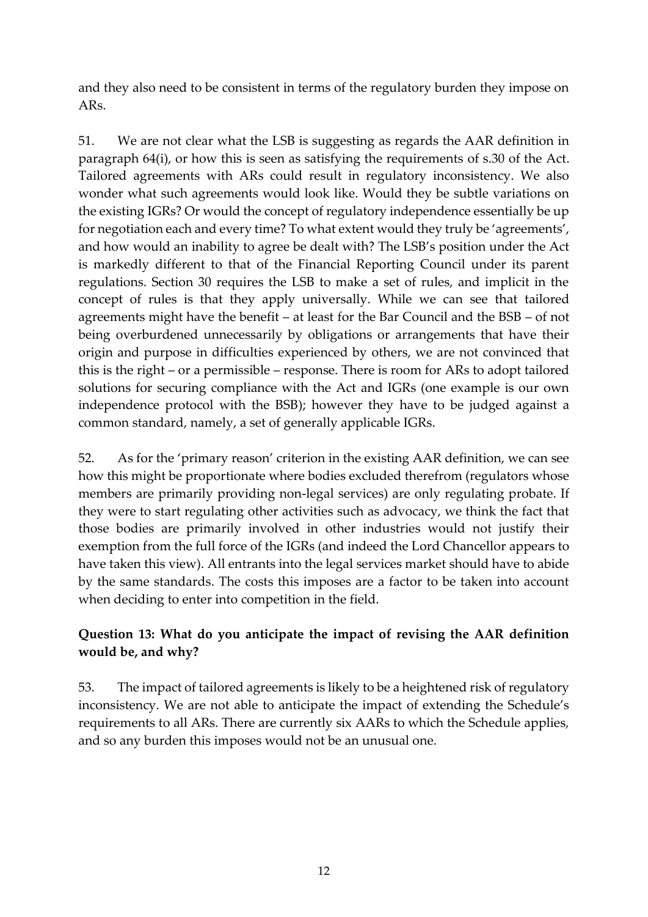and they also need to be consistent in terms of the regulatory burden they impose on ARs.

51. We are not clear what the LSB is suggesting as regards the AAR definition in paragraph 64(i), or how this is seen as satisfying the requirements of s.30 of the Act. Tailored agreements with ARs could result in regulatory inconsistency. We also wonder what such agreements would look like. Would they be subtle variations on the existing IGRs? Or would the concept of regulatory independence essentially be up for negotiation each and every time? To what extent would they truly be 'agreements', and how would an inability to agree be dealt with? The LSB's position under the Act is markedly different to that of the Financial Reporting Council under its parent regulations. Section 30 requires the LSB to make a set of rules, and implicit in the concept of rules is that they apply universally. While we can see that tailored agreements might have the benefit – at least for the Bar Council and the BSB – of not being overburdened unnecessarily by obligations or arrangements that have their origin and purpose in difficulties experienced by others, we are not convinced that this is the right – or a permissible – response. There is room for ARs to adopt tailored solutions for securing compliance with the Act and IGRs (one example is our own independence protocol with the BSB); however they have to be judged against a common standard, namely, a set of generally applicable IGRs.

52. As for the 'primary reason' criterion in the existing AAR definition, we can see how this might be proportionate where bodies excluded therefrom (regulators whose members are primarily providing non-legal services) are only regulating probate. If they were to start regulating other activities such as advocacy, we think the fact that those bodies are primarily involved in other industries would not justify their exemption from the full force of the IGRs (and indeed the Lord Chancellor appears to have taken this view). All entrants into the legal services market should have to abide by the same standards. The costs this imposes are a factor to be taken into account when deciding to enter into competition in the field.

**Question 13: What do you anticipate the impact of revising the AAR definition would be, and why?**

53. The impact of tailored agreements is likely to be a heightened risk of regulatory inconsistency. We are not able to anticipate the impact of extending the Schedule's requirements to all ARs. There are currently six AARs to which the Schedule applies, and so any burden this imposes would not be an unusual one.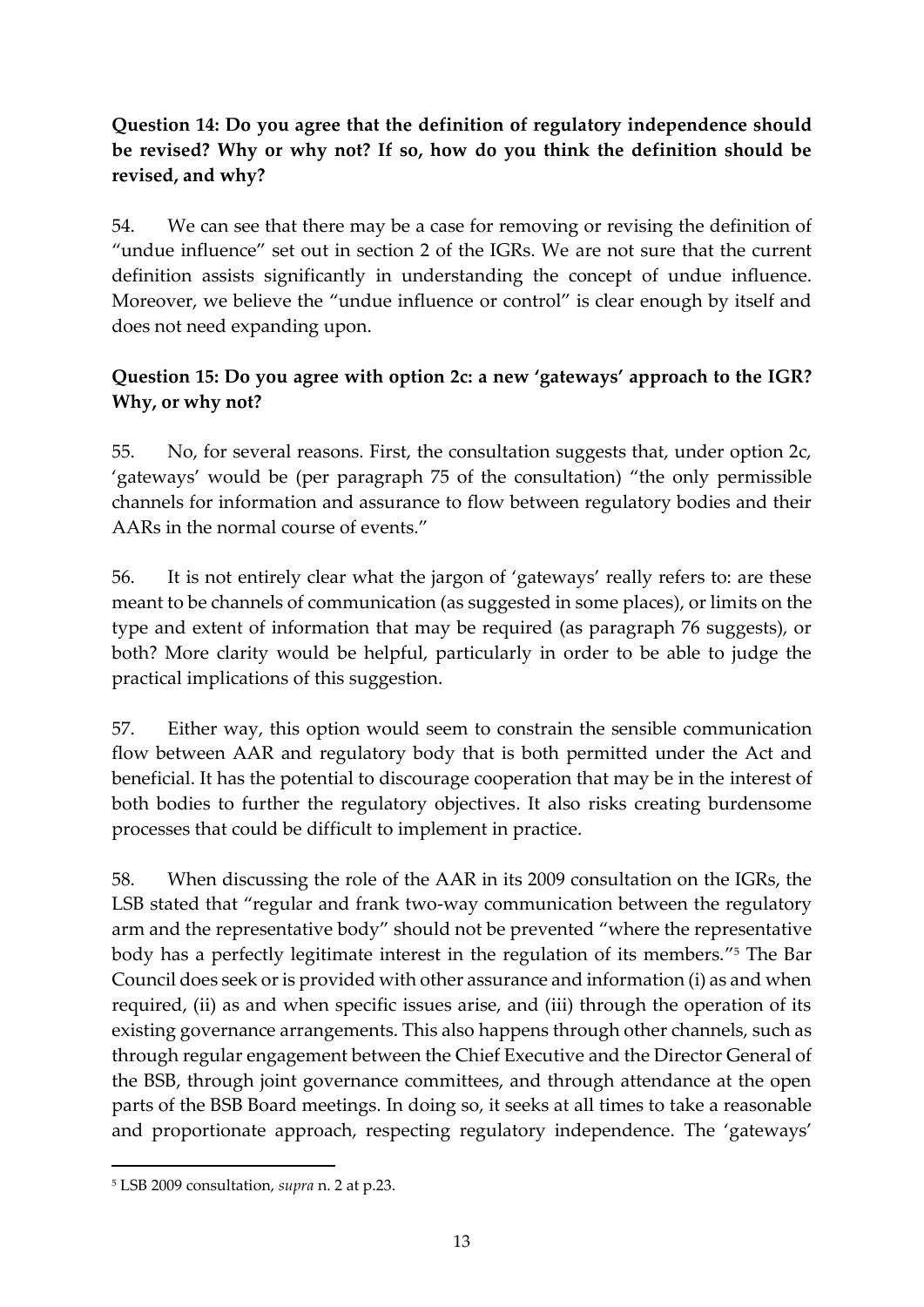**Question 14: Do you agree that the definition of regulatory independence should be revised? Why or why not? If so, how do you think the definition should be revised, and why?**

54. We can see that there may be a case for removing or revising the definition of "undue influence" set out in section 2 of the IGRs. We are not sure that the current definition assists significantly in understanding the concept of undue influence. Moreover, we believe the "undue influence or control" is clear enough by itself and does not need expanding upon.

**Question 15: Do you agree with option 2c: a new 'gateways' approach to the IGR? Why, or why not?**

55. No, for several reasons. First, the consultation suggests that, under option 2c, 'gateways' would be (per paragraph 75 of the consultation) "the only permissible channels for information and assurance to flow between regulatory bodies and their AARs in the normal course of events."

56. It is not entirely clear what the jargon of 'gateways' really refers to: are these meant to be channels of communication (as suggested in some places), or limits on the type and extent of information that may be required (as paragraph 76 suggests), or both? More clarity would be helpful, particularly in order to be able to judge the practical implications of this suggestion.

57. Either way, this option would seem to constrain the sensible communication flow between AAR and regulatory body that is both permitted under the Act and beneficial. It has the potential to discourage cooperation that may be in the interest of both bodies to further the regulatory objectives. It also risks creating burdensome processes that could be difficult to implement in practice.

58. When discussing the role of the AAR in its 2009 consultation on the IGRs, the LSB stated that "regular and frank two-way communication between the regulatory arm and the representative body" should not be prevented "where the representative body has a perfectly legitimate interest in the regulation of its members."[5] The Bar Council does seek or is provided with other assurance and information (i) as and when required, (ii) as and when specific issues arise, and (iii) through the operation of its existing governance arrangements. This also happens through other channels, such as through regular engagement between the Chief Executive and the Director General of the BSB, through joint governance committees, and through attendance at the open parts of the BSB Board meetings. In doing so, it seeks at all times to take a reasonable and proportionate approach, respecting regulatory independence. The 'gateways'

[5] LSB 2009 consultation, *supra* n. 2 at p.23.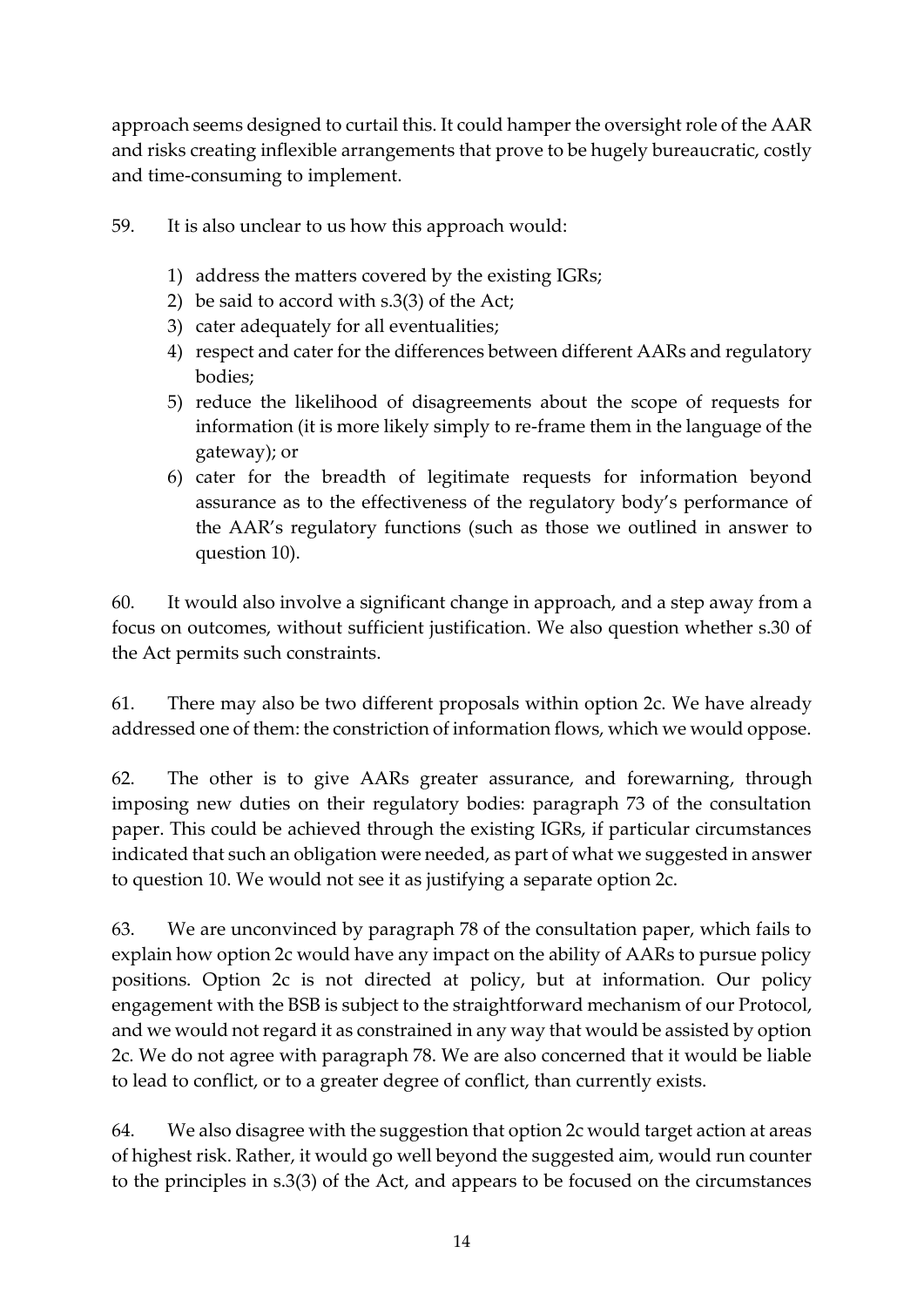approach seems designed to curtail this. It could hamper the oversight role of the AAR and risks creating inflexible arrangements that prove to be hugely bureaucratic, costly and time-consuming to implement.

59. It is also unclear to us how this approach would:

1) address the matters covered by the existing IGRs;
2) be said to accord with s.3(3) of the Act;
3) cater adequately for all eventualities;
4) respect and cater for the differences between different AARs and regulatory bodies;
5) reduce the likelihood of disagreements about the scope of requests for information (it is more likely simply to re-frame them in the language of the gateway); or
6) cater for the breadth of legitimate requests for information beyond assurance as to the effectiveness of the regulatory body's performance of the AAR's regulatory functions (such as those we outlined in answer to question 10).

60. It would also involve a significant change in approach, and a step away from a focus on outcomes, without sufficient justification. We also question whether s.30 of the Act permits such constraints.

61. There may also be two different proposals within option 2c. We have already addressed one of them: the constriction of information flows, which we would oppose.

62. The other is to give AARs greater assurance, and forewarning, through imposing new duties on their regulatory bodies: paragraph 73 of the consultation paper. This could be achieved through the existing IGRs, if particular circumstances indicated that such an obligation were needed, as part of what we suggested in answer to question 10. We would not see it as justifying a separate option 2c.

63. We are unconvinced by paragraph 78 of the consultation paper, which fails to explain how option 2c would have any impact on the ability of AARs to pursue policy positions. Option 2c is not directed at policy, but at information. Our policy engagement with the BSB is subject to the straightforward mechanism of our Protocol, and we would not regard it as constrained in any way that would be assisted by option 2c. We do not agree with paragraph 78. We are also concerned that it would be liable to lead to conflict, or to a greater degree of conflict, than currently exists.

64. We also disagree with the suggestion that option 2c would target action at areas of highest risk. Rather, it would go well beyond the suggested aim, would run counter to the principles in s.3(3) of the Act, and appears to be focused on the circumstances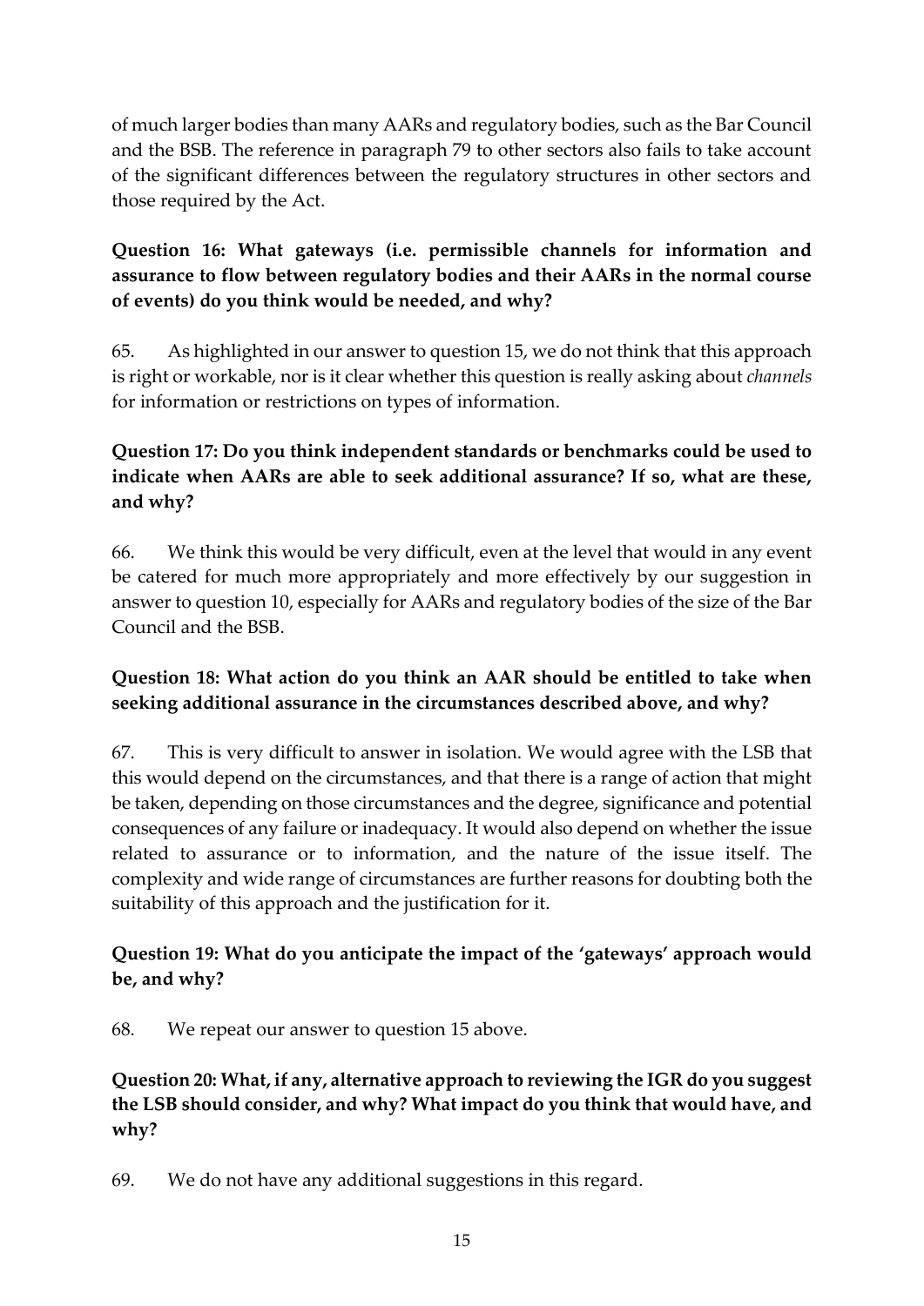of much larger bodies than many AARs and regulatory bodies, such as the Bar Council and the BSB. The reference in paragraph 79 to other sectors also fails to take account of the significant differences between the regulatory structures in other sectors and those required by the Act.

**Question 16: What gateways (i.e. permissible channels for information and assurance to flow between regulatory bodies and their AARs in the normal course of events) do you think would be needed, and why?**

65. As highlighted in our answer to question 15, we do not think that this approach is right or workable, nor is it clear whether this question is really asking about *channels* for information or restrictions on types of information.

**Question 17: Do you think independent standards or benchmarks could be used to indicate when AARs are able to seek additional assurance? If so, what are these, and why?**

66. We think this would be very difficult, even at the level that would in any event be catered for much more appropriately and more effectively by our suggestion in answer to question 10, especially for AARs and regulatory bodies of the size of the Bar Council and the BSB.

**Question 18: What action do you think an AAR should be entitled to take when seeking additional assurance in the circumstances described above, and why?**

67. This is very difficult to answer in isolation. We would agree with the LSB that this would depend on the circumstances, and that there is a range of action that might be taken, depending on those circumstances and the degree, significance and potential consequences of any failure or inadequacy. It would also depend on whether the issue related to assurance or to information, and the nature of the issue itself. The complexity and wide range of circumstances are further reasons for doubting both the suitability of this approach and the justification for it.

**Question 19: What do you anticipate the impact of the 'gateways' approach would be, and why?**

68. We repeat our answer to question 15 above.

**Question 20: What, if any, alternative approach to reviewing the IGR do you suggest the LSB should consider, and why? What impact do you think that would have, and why?**

69. We do not have any additional suggestions in this regard.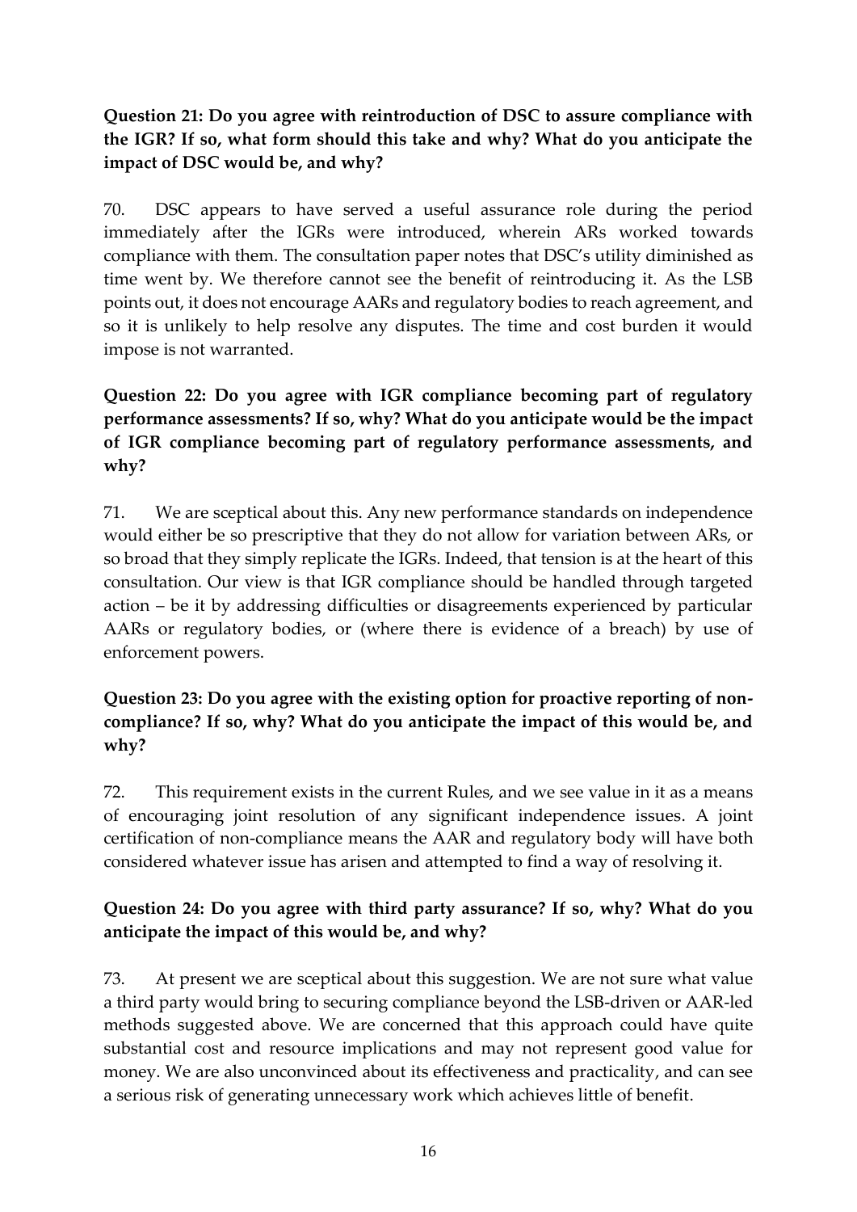**Question 21: Do you agree with reintroduction of DSC to assure compliance with the IGR? If so, what form should this take and why? What do you anticipate the impact of DSC would be, and why?**

70. DSC appears to have served a useful assurance role during the period immediately after the IGRs were introduced, wherein ARs worked towards compliance with them. The consultation paper notes that DSC's utility diminished as time went by. We therefore cannot see the benefit of reintroducing it. As the LSB points out, it does not encourage AARs and regulatory bodies to reach agreement, and so it is unlikely to help resolve any disputes. The time and cost burden it would impose is not warranted.

**Question 22: Do you agree with IGR compliance becoming part of regulatory performance assessments? If so, why? What do you anticipate would be the impact of IGR compliance becoming part of regulatory performance assessments, and why?**

71. We are sceptical about this. Any new performance standards on independence would either be so prescriptive that they do not allow for variation between ARs, or so broad that they simply replicate the IGRs. Indeed, that tension is at the heart of this consultation. Our view is that IGR compliance should be handled through targeted action – be it by addressing difficulties or disagreements experienced by particular AARs or regulatory bodies, or (where there is evidence of a breach) by use of enforcement powers.

**Question 23: Do you agree with the existing option for proactive reporting of non-compliance? If so, why? What do you anticipate the impact of this would be, and why?**

72. This requirement exists in the current Rules, and we see value in it as a means of encouraging joint resolution of any significant independence issues. A joint certification of non-compliance means the AAR and regulatory body will have both considered whatever issue has arisen and attempted to find a way of resolving it.

**Question 24: Do you agree with third party assurance? If so, why? What do you anticipate the impact of this would be, and why?**

73. At present we are sceptical about this suggestion. We are not sure what value a third party would bring to securing compliance beyond the LSB-driven or AAR-led methods suggested above. We are concerned that this approach could have quite substantial cost and resource implications and may not represent good value for money. We are also unconvinced about its effectiveness and practicality, and can see a serious risk of generating unnecessary work which achieves little of benefit.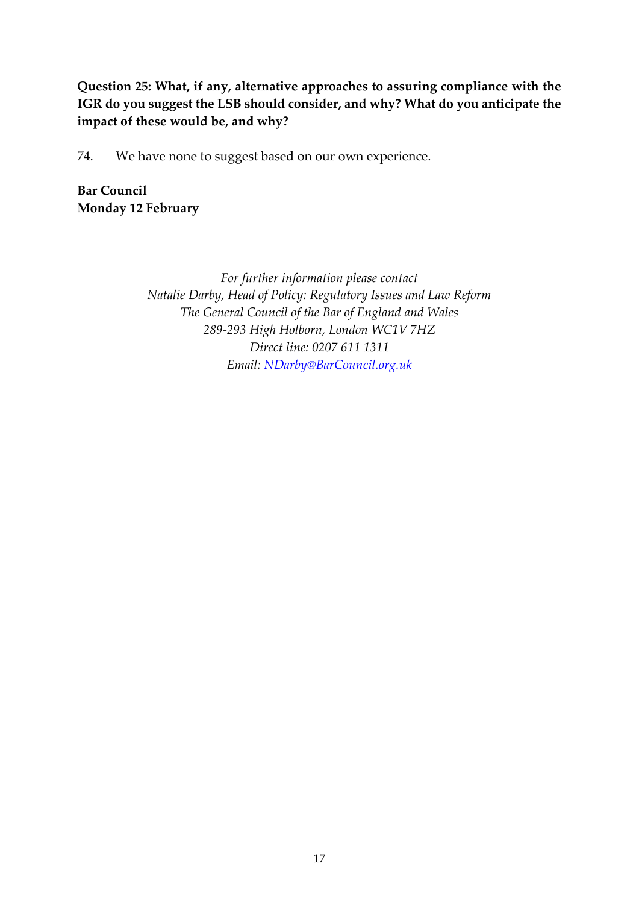**Question 25: What, if any, alternative approaches to assuring compliance with the IGR do you suggest the LSB should consider, and why? What do you anticipate the impact of these would be, and why?**

74. We have none to suggest based on our own experience.

**Bar Council**
**Monday 12 February**

*For further information please contact*
*Natalie Darby, Head of Policy: Regulatory Issues and Law Reform*
*The General Council of the Bar of England and Wales*
*289-293 High Holborn, London WC1V 7HZ*
*Direct line: 0207 611 1311*
*Email: NDarby@BarCouncil.org.uk*